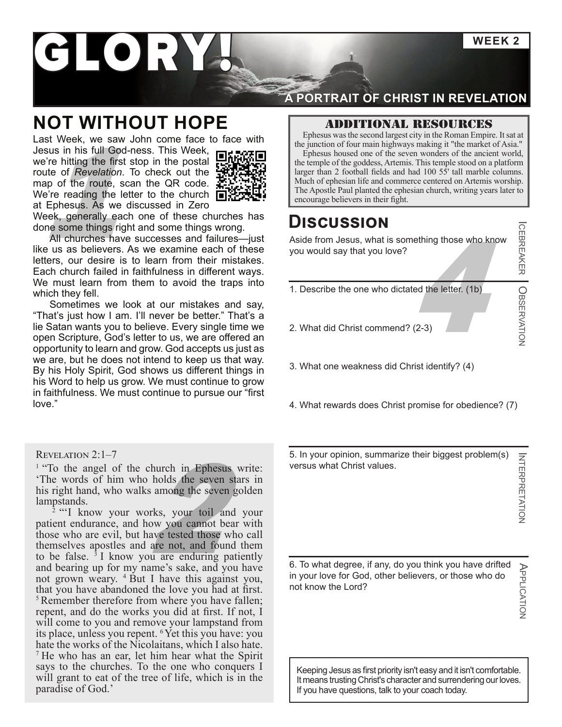# GLORY!

**WEEK 2**

**A PORTRAIT OF CHRIST IN REVELATION**

## NOT WITHOUT HOPE

Last Week, we saw John come face to face with Jesus in his full God-ness. This Week, we're hitting the first stop in the postal route of *Revelation*. To check out the map of the route, scan the QR code. We're reading the letter to the church at Ephesus. As we discussed in Zero Week, generally each one of these churches has done some things right and some things wrong.

All churches have successes and failures—just like us as believers. As we examine each of these letters, our desire is to learn from their mistakes. Each church failed in faithfulness in different ways. We must learn from them to avoid the traps into which they fell.

Sometimes we look at our mistakes and say, "That's just how I am. I'll never be better." That's a lie Satan wants you to believe. Every single time we open Scripture, God's letter to us, we are offered an opportunity to learn and grow. God accepts us just as we are, but he does not intend to keep us that way. By his Holy Spirit, God shows us different things in his Word to help us grow. We must continue to grow in faithfulness. We must continue to pursue our "first love."

REVELATION 2:1–7

[1] "To the angel of the church in Ephesus write: 'The words of him who holds the seven stars in his right hand, who walks among the seven golden lampstands.

[2] "'I know your works, your toil and your patient endurance, and how you cannot bear with those who are evil, but have tested those who call themselves apostles and are not, and found them to be false. [3] I know you are enduring patiently and bearing up for my name's sake, and you have not grown weary. [4] But I have this against you, that you have abandoned the love you had at first. [5] Remember therefore from where you have fallen; repent, and do the works you did at first. If not, I will come to you and remove your lampstand from its place, unless you repent. [6] Yet this you have: you hate the works of the Nicolaitans, which I also hate. [7] He who has an ear, let him hear what the Spirit says to the churches. To the one who conquers I will grant to eat of the tree of life, which is in the paradise of God.'

### ADDITIONAL RESOURCES

Ephesus was the second largest city in the Roman Empire. It sat at the junction of four main highways making it "the market of Asia."

Ephesus housed one of the seven wonders of the ancient world, the temple of the goddess, Artemis. This temple stood on a platform larger than 2 football fields and had 100 55' tall marble columns. Much of ephesian life and commerce centered on Artemis worship. The Apostle Paul planted the ephesian church, writing years later to encourage believers in their fight.

## DISCUSSION

**ICEBREAKER**

Aside from Jesus, what is something those who know you would say that you love?

**OBSERVATION**

1. Describe the one who dictated the letter. (1b)

2. What did Christ commend? (2-3)

3. What one weakness did Christ identify? (4)

4. What rewards does Christ promise for obedience? (7)

**INTERPRETATION**

5. In your opinion, summarize their biggest problem(s) versus what Christ values.

**APPLICATION**

6. To what degree, if any, do you think you have drifted in your love for God, other believers, or those who do not know the Lord?

Keeping Jesus as first priority isn't easy and it isn't comfortable. It means trusting Christ's character and surrendering our loves. If you have questions, talk to your coach today.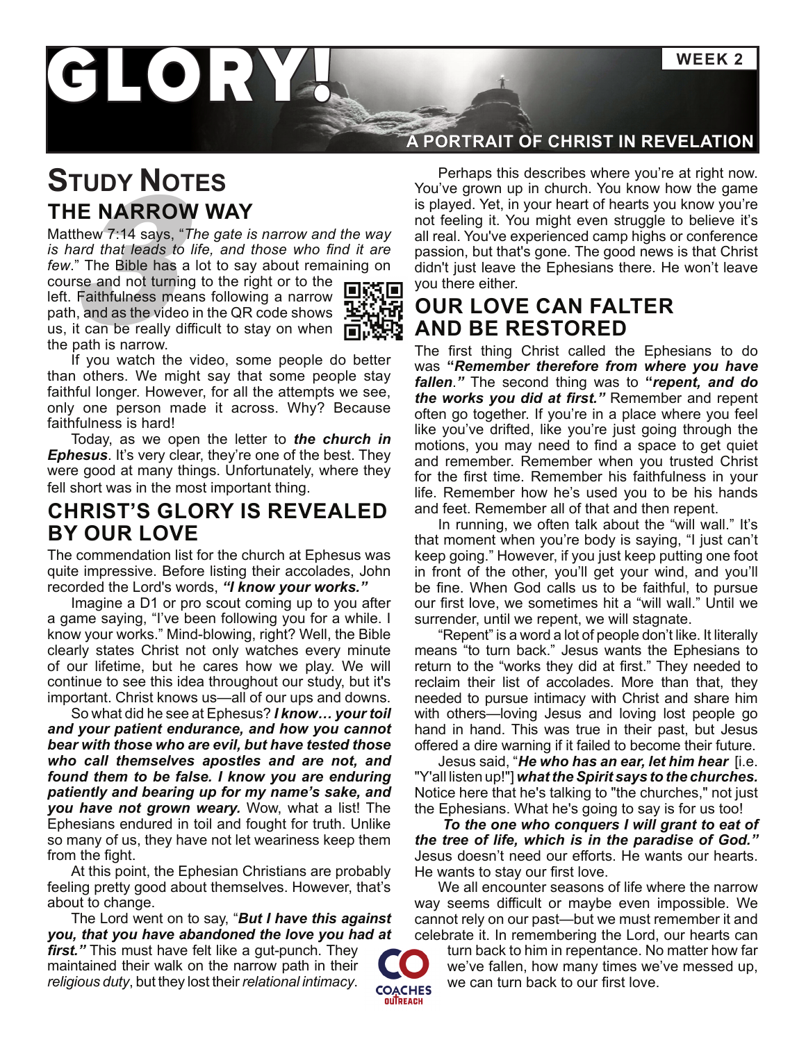# GLORY!

**WEEK 2**

**A PORTRAIT OF CHRIST IN REVELATION**

## Study Notes

### THE NARROW WAY

Matthew 7:14 says, "*The gate is narrow and the way is hard that leads to life, and those who find it are few*." The Bible has a lot to say about remaining on course and not turning to the right or to the left. Faithfulness means following a narrow path, and as the video in the QR code shows us, it can be really difficult to stay on when the path is narrow.

If you watch the video, some people do better than others. We might say that some people stay faithful longer. However, for all the attempts we see, only one person made it across. Why? Because faithfulness is hard!

Today, as we open the letter to ***the church in Ephesus***. It's very clear, they're one of the best. They were good at many things. Unfortunately, where they fell short was in the most important thing.

### CHRIST'S GLORY IS REVEALED BY OUR LOVE

The commendation list for the church at Ephesus was quite impressive. Before listing their accolades, John recorded the Lord's words, ***"I know your works."***

Imagine a D1 or pro scout coming up to you after a game saying, "I've been following you for a while. I know your works." Mind-blowing, right? Well, the Bible clearly states Christ not only watches every minute of our lifetime, but he cares how we play. We will continue to see this idea throughout our study, but it's important. Christ knows us—all of our ups and downs.

So what did he see at Ephesus? ***I know… your toil and your patient endurance, and how you cannot bear with those who are evil, but have tested those who call themselves apostles and are not, and found them to be false. I know you are enduring patiently and bearing up for my name's sake, and you have not grown weary.*** Wow, what a list! The Ephesians endured in toil and fought for truth. Unlike so many of us, they have not let weariness keep them from the fight.

At this point, the Ephesian Christians are probably feeling pretty good about themselves. However, that's about to change.

The Lord went on to say, "***But I have this against you, that you have abandoned the love you had at first."*** This must have felt like a gut-punch. They maintained their walk on the narrow path in their *religious duty*, but they lost their *relational intimacy*.

Perhaps this describes where you're at right now. You've grown up in church. You know how the game is played. Yet, in your heart of hearts you know you're not feeling it. You might even struggle to believe it's all real. You've experienced camp highs or conference passion, but that's gone. The good news is that Christ didn't just leave the Ephesians there. He won't leave you there either.

### OUR LOVE CAN FALTER AND BE RESTORED

The first thing Christ called the Ephesians to do was **"*Remember therefore from where you have fallen*."** The second thing was to **"*repent, and do the works you did at first."*** Remember and repent often go together. If you're in a place where you feel like you've drifted, like you're just going through the motions, you may need to find a space to get quiet and remember. Remember when you trusted Christ for the first time. Remember his faithfulness in your life. Remember how he's used you to be his hands and feet. Remember all of that and then repent.

In running, we often talk about the "will wall." It's that moment when you're body is saying, "I just can't keep going." However, if you just keep putting one foot in front of the other, you'll get your wind, and you'll be fine. When God calls us to be faithful, to pursue our first love, we sometimes hit a "will wall." Until we surrender, until we repent, we will stagnate.

"Repent" is a word a lot of people don't like. It literally means "to turn back." Jesus wants the Ephesians to return to the "works they did at first." They needed to reclaim their list of accolades. More than that, they needed to pursue intimacy with Christ and share him with others—loving Jesus and loving lost people go hand in hand. This was true in their past, but Jesus offered a dire warning if it failed to become their future.

Jesus said, "***He who has an ear, let him hear*** [i.e. "Y'all listen up!"] ***what the Spirit says to the churches.*** Notice here that he's talking to "the churches," not just the Ephesians. What he's going to say is for us too!

***To the one who conquers I will grant to eat of the tree of life, which is in the paradise of God."*** Jesus doesn't need our efforts. He wants our hearts. He wants to stay our first love.

We all encounter seasons of life where the narrow way seems difficult or maybe even impossible. We cannot rely on our past—but we must remember it and celebrate it. In remembering the Lord, our hearts can turn back to him in repentance. No matter how far we've fallen, how many times we've messed up, we can turn back to our first love.